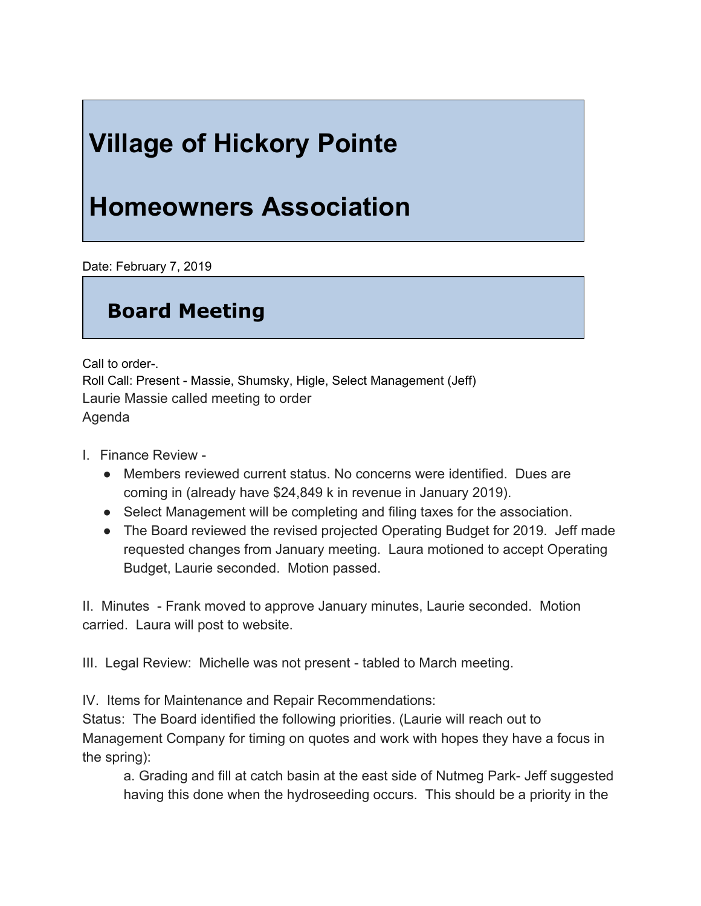# Village of Hickory Pointe

# Homeowners Association

Date: February 7, 2019

## Board Meeting

Call to order-.
Roll Call: Present - Massie, Shumsky, Higle, Select Management (Jeff)
Laurie Massie called meeting to order
Agenda

I. Finance Review -

- Members reviewed current status. No concerns were identified. Dues are coming in (already have $24,849 k in revenue in January 2019).
- Select Management will be completing and filing taxes for the association.
- The Board reviewed the revised projected Operating Budget for 2019. Jeff made requested changes from January meeting. Laura motioned to accept Operating Budget, Laurie seconded. Motion passed.

II. Minutes - Frank moved to approve January minutes, Laurie seconded. Motion carried. Laura will post to website.

III. Legal Review: Michelle was not present - tabled to March meeting.

IV. Items for Maintenance and Repair Recommendations:
Status: The Board identified the following priorities. (Laurie will reach out to Management Company for timing on quotes and work with hopes they have a focus in the spring):

a. Grading and fill at catch basin at the east side of Nutmeg Park- Jeff suggested having this done when the hydroseeding occurs. This should be a priority in the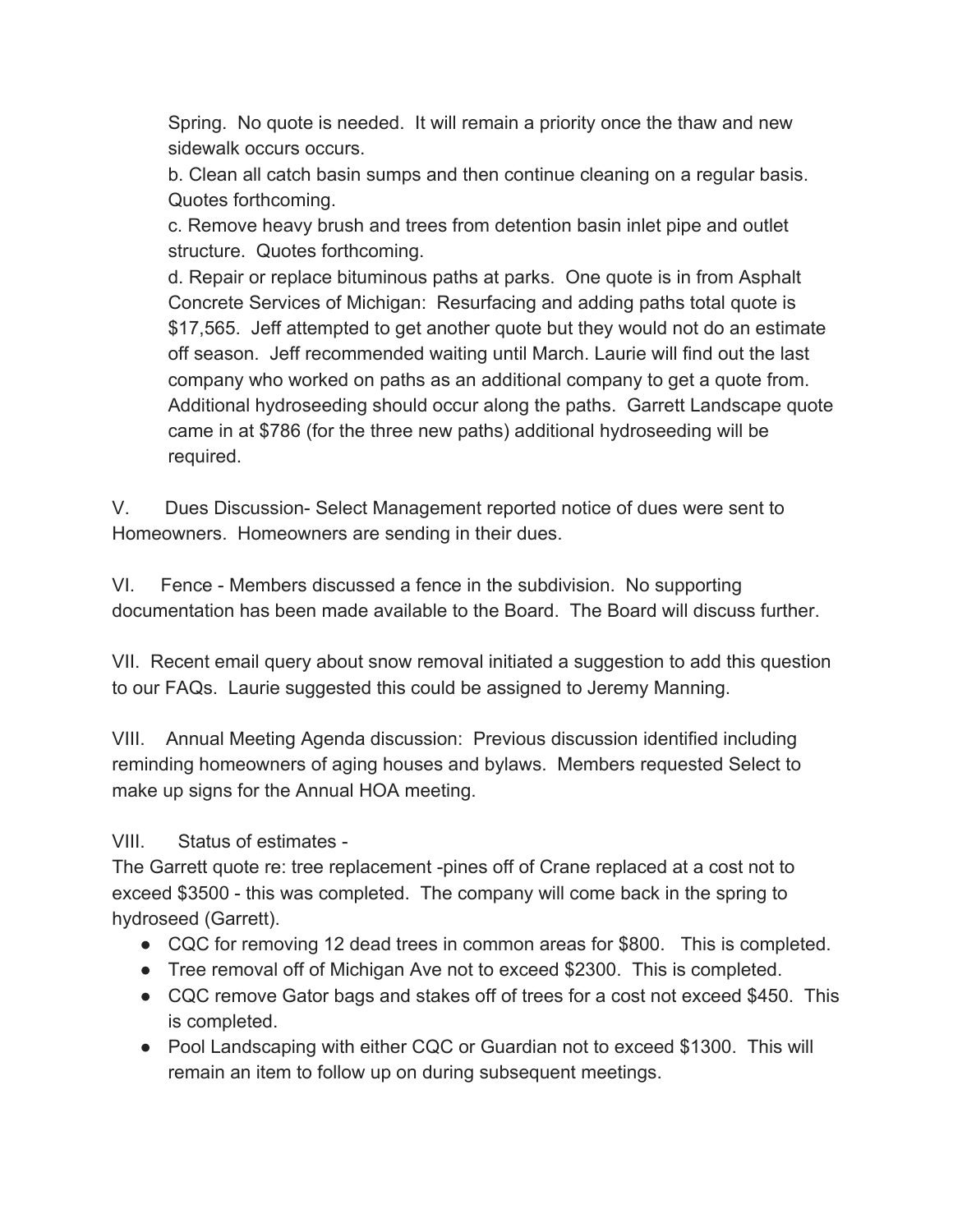Spring. No quote is needed. It will remain a priority once the thaw and new sidewalk occurs occurs.

b. Clean all catch basin sumps and then continue cleaning on a regular basis. Quotes forthcoming.

c. Remove heavy brush and trees from detention basin inlet pipe and outlet structure. Quotes forthcoming.

d. Repair or replace bituminous paths at parks. One quote is in from Asphalt Concrete Services of Michigan: Resurfacing and adding paths total quote is $17,565. Jeff attempted to get another quote but they would not do an estimate off season. Jeff recommended waiting until March. Laurie will find out the last company who worked on paths as an additional company to get a quote from. Additional hydroseeding should occur along the paths. Garrett Landscape quote came in at $786 (for the three new paths) additional hydroseeding will be required.

V. Dues Discussion- Select Management reported notice of dues were sent to Homeowners. Homeowners are sending in their dues.

VI. Fence - Members discussed a fence in the subdivision. No supporting documentation has been made available to the Board. The Board will discuss further.

VII. Recent email query about snow removal initiated a suggestion to add this question to our FAQs. Laurie suggested this could be assigned to Jeremy Manning.

VIII. Annual Meeting Agenda discussion: Previous discussion identified including reminding homeowners of aging houses and bylaws. Members requested Select to make up signs for the Annual HOA meeting.

VIII. Status of estimates -

The Garrett quote re: tree replacement -pines off of Crane replaced at a cost not to exceed $3500 - this was completed. The company will come back in the spring to hydroseed (Garrett).

- CQC for removing 12 dead trees in common areas for $800. This is completed.
- Tree removal off of Michigan Ave not to exceed $2300. This is completed.
- CQC remove Gator bags and stakes off of trees for a cost not exceed $450. This is completed.
- Pool Landscaping with either CQC or Guardian not to exceed $1300. This will remain an item to follow up on during subsequent meetings.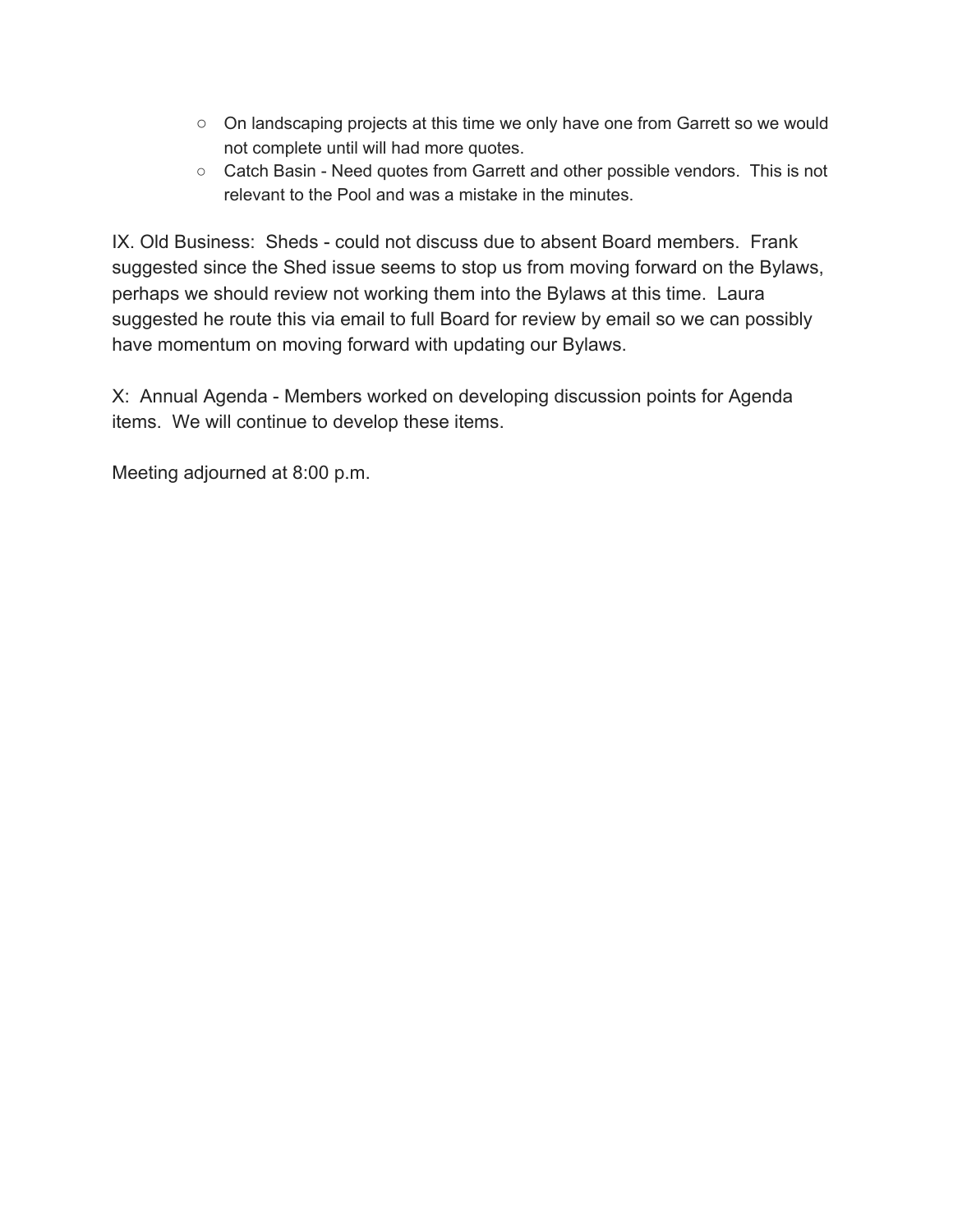- On landscaping projects at this time we only have one from Garrett so we would not complete until will had more quotes.
- Catch Basin - Need quotes from Garrett and other possible vendors. This is not relevant to the Pool and was a mistake in the minutes.

IX. Old Business: Sheds - could not discuss due to absent Board members. Frank suggested since the Shed issue seems to stop us from moving forward on the Bylaws, perhaps we should review not working them into the Bylaws at this time. Laura suggested he route this via email to full Board for review by email so we can possibly have momentum on moving forward with updating our Bylaws.

X: Annual Agenda - Members worked on developing discussion points for Agenda items. We will continue to develop these items.

Meeting adjourned at 8:00 p.m.